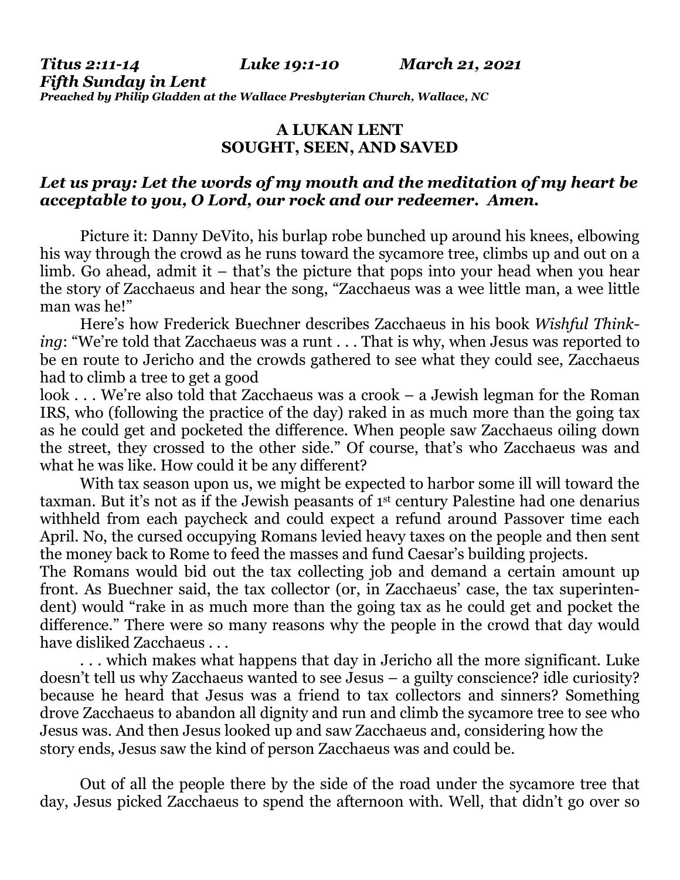***Titus 2:11-14 Luke 19:1-10 March 21, 2021***
***Fifth Sunday in Lent***
***Preached by Philip Gladden at the Wallace Presbyterian Church, Wallace, NC***

**A LUKAN LENT**
**SOUGHT, SEEN, AND SAVED**

***Let us pray: Let the words of my mouth and the meditation of my heart be acceptable to you, O Lord, our rock and our redeemer. Amen.***

Picture it: Danny DeVito, his burlap robe bunched up around his knees, elbowing his way through the crowd as he runs toward the sycamore tree, climbs up and out on a limb. Go ahead, admit it – that's the picture that pops into your head when you hear the story of Zacchaeus and hear the song, "Zacchaeus was a wee little man, a wee little man was he!"

Here's how Frederick Buechner describes Zacchaeus in his book *Wishful Thinking*: "We're told that Zacchaeus was a runt . . . That is why, when Jesus was reported to be en route to Jericho and the crowds gathered to see what they could see, Zacchaeus had to climb a tree to get a good look . . . We're also told that Zacchaeus was a crook – a Jewish legman for the Roman IRS, who (following the practice of the day) raked in as much more than the going tax as he could get and pocketed the difference. When people saw Zacchaeus oiling down the street, they crossed to the other side." Of course, that's who Zacchaeus was and what he was like. How could it be any different?

With tax season upon us, we might be expected to harbor some ill will toward the taxman. But it's not as if the Jewish peasants of 1st century Palestine had one denarius withheld from each paycheck and could expect a refund around Passover time each April. No, the cursed occupying Romans levied heavy taxes on the people and then sent the money back to Rome to feed the masses and fund Caesar's building projects. The Romans would bid out the tax collecting job and demand a certain amount up front. As Buechner said, the tax collector (or, in Zacchaeus' case, the tax superintendent) would "rake in as much more than the going tax as he could get and pocket the difference." There were so many reasons why the people in the crowd that day would have disliked Zacchaeus . . .

. . . which makes what happens that day in Jericho all the more significant. Luke doesn't tell us why Zacchaeus wanted to see Jesus – a guilty conscience? idle curiosity? because he heard that Jesus was a friend to tax collectors and sinners? Something drove Zacchaeus to abandon all dignity and run and climb the sycamore tree to see who Jesus was. And then Jesus looked up and saw Zacchaeus and, considering how the story ends, Jesus saw the kind of person Zacchaeus was and could be.

Out of all the people there by the side of the road under the sycamore tree that day, Jesus picked Zacchaeus to spend the afternoon with. Well, that didn't go over so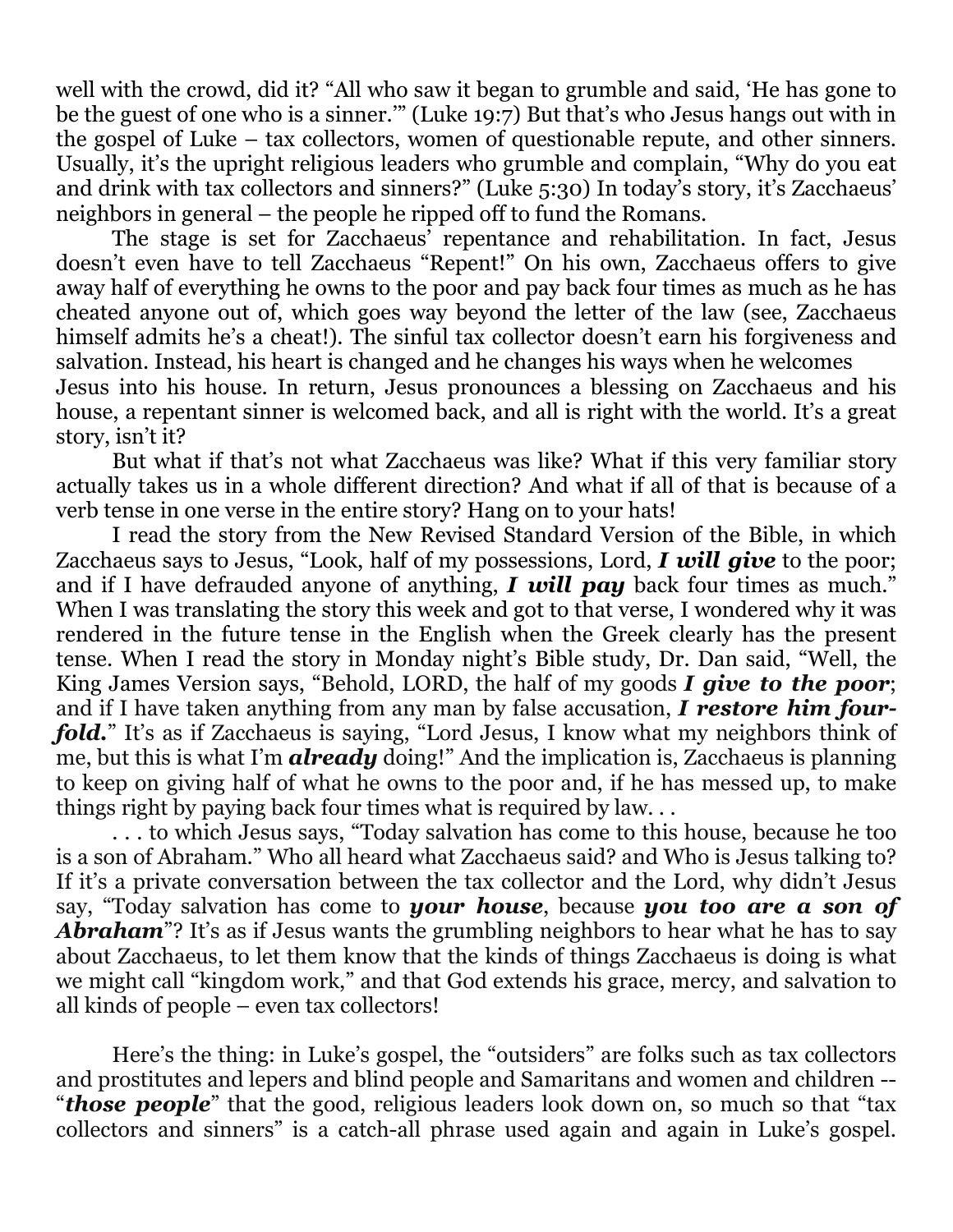well with the crowd, did it? "All who saw it began to grumble and said, 'He has gone to be the guest of one who is a sinner.'" (Luke 19:7) But that's who Jesus hangs out with in the gospel of Luke – tax collectors, women of questionable repute, and other sinners. Usually, it's the upright religious leaders who grumble and complain, "Why do you eat and drink with tax collectors and sinners?" (Luke 5:30) In today's story, it's Zacchaeus' neighbors in general – the people he ripped off to fund the Romans.

The stage is set for Zacchaeus' repentance and rehabilitation. In fact, Jesus doesn't even have to tell Zacchaeus "Repent!" On his own, Zacchaeus offers to give away half of everything he owns to the poor and pay back four times as much as he has cheated anyone out of, which goes way beyond the letter of the law (see, Zacchaeus himself admits he's a cheat!). The sinful tax collector doesn't earn his forgiveness and salvation. Instead, his heart is changed and he changes his ways when he welcomes Jesus into his house. In return, Jesus pronounces a blessing on Zacchaeus and his house, a repentant sinner is welcomed back, and all is right with the world. It's a great story, isn't it?

But what if that's not what Zacchaeus was like? What if this very familiar story actually takes us in a whole different direction? And what if all of that is because of a verb tense in one verse in the entire story? Hang on to your hats!

I read the story from the New Revised Standard Version of the Bible, in which Zacchaeus says to Jesus, "Look, half of my possessions, Lord, ***I will give*** to the poor; and if I have defrauded anyone of anything, ***I will pay*** back four times as much." When I was translating the story this week and got to that verse, I wondered why it was rendered in the future tense in the English when the Greek clearly has the present tense. When I read the story in Monday night's Bible study, Dr. Dan said, "Well, the King James Version says, "Behold, LORD, the half of my goods ***I give to the poor***; and if I have taken anything from any man by false accusation, ***I restore him fourfold.***" It's as if Zacchaeus is saying, "Lord Jesus, I know what my neighbors think of me, but this is what I'm ***already*** doing!" And the implication is, Zacchaeus is planning to keep on giving half of what he owns to the poor and, if he has messed up, to make things right by paying back four times what is required by law. . .

. . . to which Jesus says, "Today salvation has come to this house, because he too is a son of Abraham." Who all heard what Zacchaeus said? and Who is Jesus talking to? If it's a private conversation between the tax collector and the Lord, why didn't Jesus say, "Today salvation has come to ***your house***, because ***you too are a son of Abraham***"? It's as if Jesus wants the grumbling neighbors to hear what he has to say about Zacchaeus, to let them know that the kinds of things Zacchaeus is doing is what we might call "kingdom work," and that God extends his grace, mercy, and salvation to all kinds of people – even tax collectors!

Here's the thing: in Luke's gospel, the "outsiders" are folks such as tax collectors and prostitutes and lepers and blind people and Samaritans and women and children -- "***those people***" that the good, religious leaders look down on, so much so that "tax collectors and sinners" is a catch-all phrase used again and again in Luke's gospel.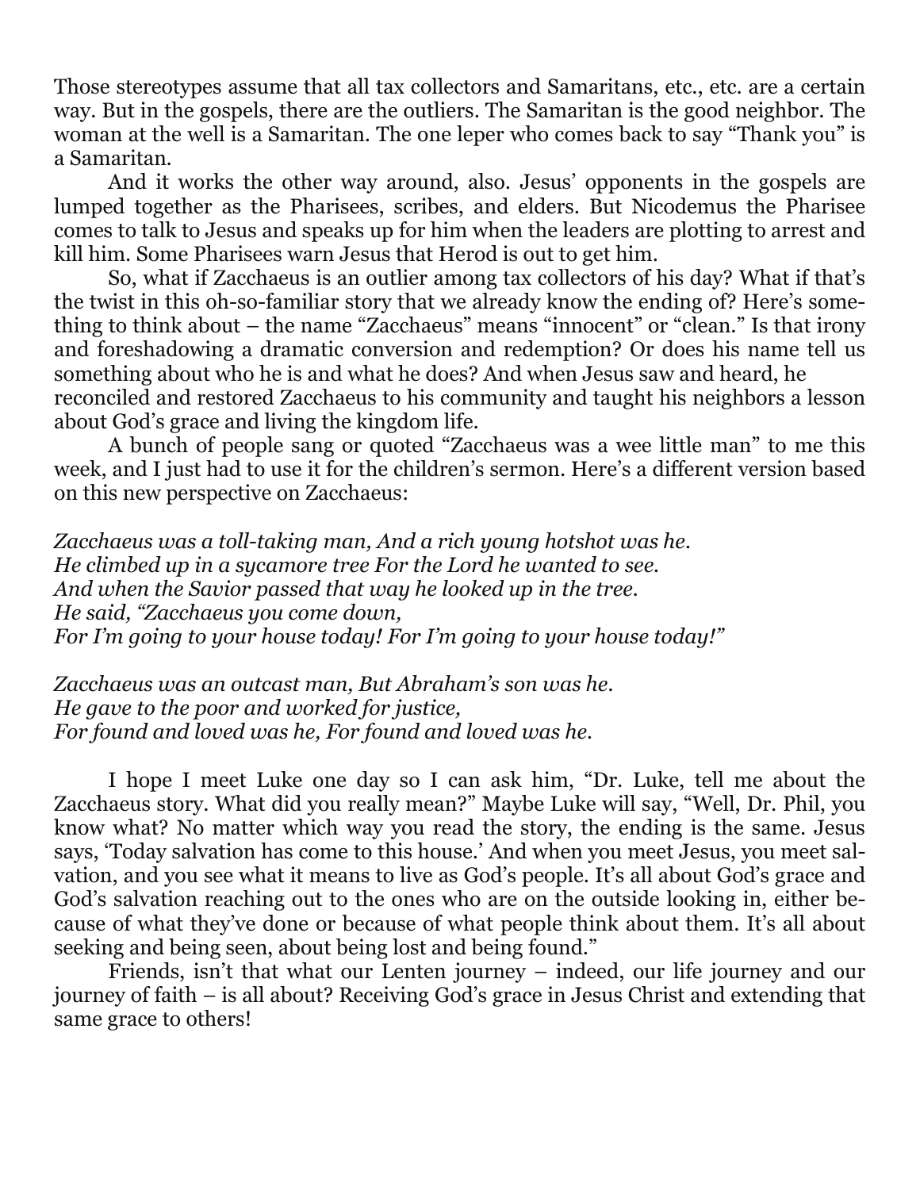Those stereotypes assume that all tax collectors and Samaritans, etc., etc. are a certain way. But in the gospels, there are the outliers. The Samaritan is the good neighbor. The woman at the well is a Samaritan. The one leper who comes back to say "Thank you" is a Samaritan.

And it works the other way around, also. Jesus' opponents in the gospels are lumped together as the Pharisees, scribes, and elders. But Nicodemus the Pharisee comes to talk to Jesus and speaks up for him when the leaders are plotting to arrest and kill him. Some Pharisees warn Jesus that Herod is out to get him.

So, what if Zacchaeus is an outlier among tax collectors of his day? What if that's the twist in this oh-so-familiar story that we already know the ending of? Here's something to think about – the name "Zacchaeus" means "innocent" or "clean." Is that irony and foreshadowing a dramatic conversion and redemption? Or does his name tell us something about who he is and what he does? And when Jesus saw and heard, he reconciled and restored Zacchaeus to his community and taught his neighbors a lesson about God's grace and living the kingdom life.

A bunch of people sang or quoted "Zacchaeus was a wee little man" to me this week, and I just had to use it for the children's sermon. Here's a different version based on this new perspective on Zacchaeus:

*Zacchaeus was a toll-taking man, And a rich young hotshot was he.*
*He climbed up in a sycamore tree For the Lord he wanted to see.*
*And when the Savior passed that way he looked up in the tree.*
*He said, "Zacchaeus you come down,*
*For I'm going to your house today! For I'm going to your house today!"*

*Zacchaeus was an outcast man, But Abraham's son was he.*
*He gave to the poor and worked for justice,*
*For found and loved was he, For found and loved was he.*

I hope I meet Luke one day so I can ask him, "Dr. Luke, tell me about the Zacchaeus story. What did you really mean?" Maybe Luke will say, "Well, Dr. Phil, you know what? No matter which way you read the story, the ending is the same. Jesus says, 'Today salvation has come to this house.' And when you meet Jesus, you meet salvation, and you see what it means to live as God's people. It's all about God's grace and God's salvation reaching out to the ones who are on the outside looking in, either because of what they've done or because of what people think about them. It's all about seeking and being seen, about being lost and being found."

Friends, isn't that what our Lenten journey – indeed, our life journey and our journey of faith – is all about? Receiving God's grace in Jesus Christ and extending that same grace to others!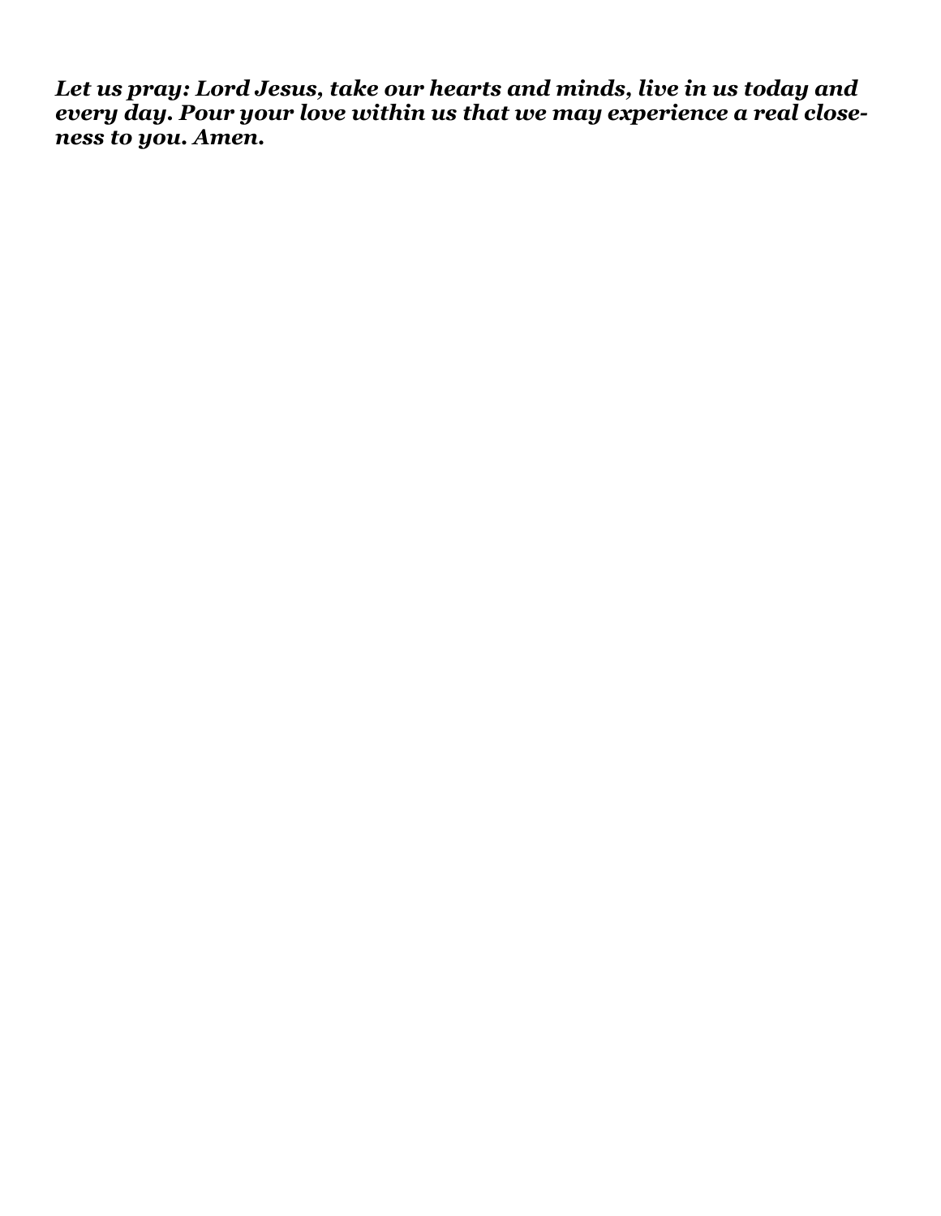***Let us pray: Lord Jesus, take our hearts and minds, live in us today and every day. Pour your love within us that we may experience a real closeness to you. Amen.***